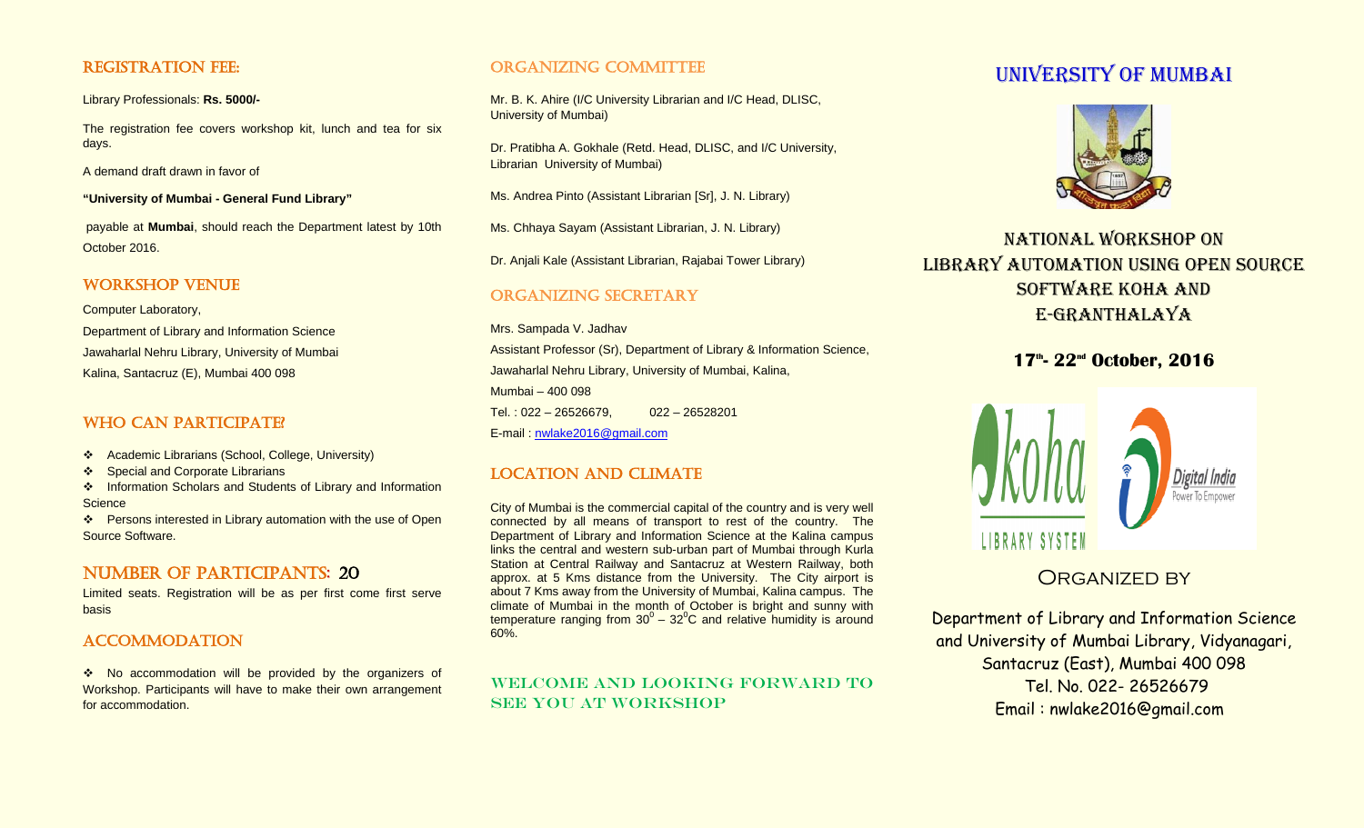## REGISTRATION FEE:

Library Professionals: **Rs. 5000/-**

The registration fee covers workshop kit, lunch and tea for six days.

A demand draft drawn in favor of

**"University of Mumbai - General Fund Library"**

payable at **Mumbai**, should reach the Department latest by 10th October 2016.

## WORKSHOP VENUE

Computer Laboratory,

Department of Library and Information Science

Jawaharlal Nehru Library, University of Mumbai

Kalina, Santacruz (E), Mumbai 400 098

## WHO CAN PARTICIPATE?

- Academic Librarians (School, College, University)
- Special and Corporate Librarians
- Information Scholars and Students of Library and Information Science
- Persons interested in Library automation with the use of Open Source Software.

## NUMBER OF PARTICIPANTS: 20

Limited seats. Registration will be as per first come first serve basis

## ACCOMMODATION

- No accommodation will be provided by the organizers of Workshop. Participants will have to make their own arrangement for accommodation.

## ORGANIZING COMMITTEE

Mr. B. K. Ahire (I/C University Librarian and I/C Head, DLISC, University of Mumbai)

Dr. Pratibha A. Gokhale (Retd. Head, DLISC, and I/C University, Librarian University of Mumbai)

Ms. Andrea Pinto (Assistant Librarian [Sr], J. N. Library)

Ms. Chhaya Sayam (Assistant Librarian, J. N. Library)

Dr. Anjali Kale (Assistant Librarian, Rajabai Tower Library)

## ORGANIZING SECRETARY

Mrs. Sampada V. Jadhav

Assistant Professor (Sr), Department of Library & Information Science,

Jawaharlal Nehru Library, University of Mumbai, Kalina,

Mumbai – 400 098

Tel. : 022 – 26526679, 022 – 26528201

E-mail : nwlake2016@gmail.com

## LOCATION AND CLIMATE

City of Mumbai is the commercial capital of the country and is very well connected by all means of transport to rest of the country. The Department of Library and Information Science at the Kalina campus links the central and western sub-urban part of Mumbai through Kurla Station at Central Railway and Santacruz at Western Railway, both approx. at 5 Kms distance from the University. The City airport is about 7 Kms away from the University of Mumbai, Kalina campus. The climate of Mumbai in the month of October is bright and sunny with temperature ranging from $30^0 – 32^0$C and relative humidity is around 60%.

### WELCOME AND LOOKING FORWARD TO SEE YOU AT WORKSHOP

# UNIVERSITY OF MUMBAI

## NATIONAL WORKSHOP ON LIBRARY AUTOMATION USING OPEN SOURCE SOFTWARE KOHA AND E-GRANTHALAYA

**17th - 22nd October, 2016**

## Organized by

Department of Library and Information Science and University of Mumbai Library, Vidyanagari, Santacruz (East), Mumbai 400 098

Tel. No. 022- 26526679

Email : nwlake2016@gmail.com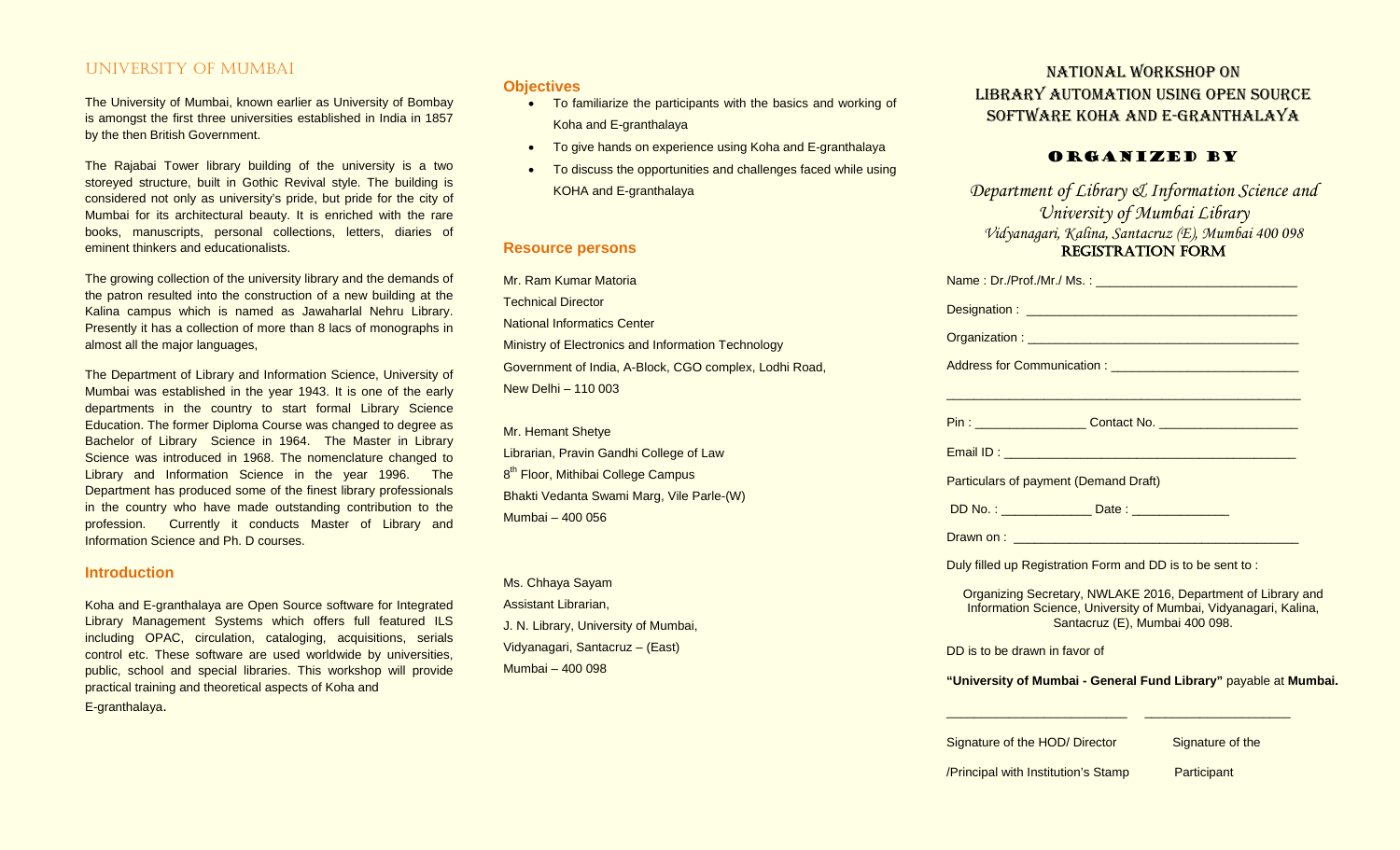## UNIVERSITY OF MUMBAI

The University of Mumbai, known earlier as University of Bombay is amongst the first three universities established in India in 1857 by the then British Government.

The Rajabai Tower library building of the university is a two storeyed structure, built in Gothic Revival style. The building is considered not only as university's pride, but pride for the city of Mumbai for its architectural beauty. It is enriched with the rare books, manuscripts, personal collections, letters, diaries of eminent thinkers and educationalists.

The growing collection of the university library and the demands of the patron resulted into the construction of a new building at the Kalina campus which is named as Jawaharlal Nehru Library. Presently it has a collection of more than 8 lacs of monographs in almost all the major languages,

The Department of Library and Information Science, University of Mumbai was established in the year 1943. It is one of the early departments in the country to start formal Library Science Education. The former Diploma Course was changed to degree as Bachelor of Library Science in 1964. The Master in Library Science was introduced in 1968. The nomenclature changed to Library and Information Science in the year 1996. The Department has produced some of the finest library professionals in the country who have made outstanding contribution to the profession. Currently it conducts Master of Library and Information Science and Ph. D courses.

### Introduction

Koha and E-granthalaya are Open Source software for Integrated Library Management Systems which offers full featured ILS including OPAC, circulation, cataloging, acquisitions, serials control etc. These software are used worldwide by universities, public, school and special libraries. This workshop will provide practical training and theoretical aspects of Koha and E-granthalaya.

### Objectives

- To familiarize the participants with the basics and working of Koha and E-granthalaya
- To give hands on experience using Koha and E-granthalaya
- To discuss the opportunities and challenges faced while using KOHA and E-granthalaya

### Resource persons

Mr. Ram Kumar Matoria
Technical Director
National Informatics Center
Ministry of Electronics and Information Technology
Government of India, A-Block, CGO complex, Lodhi Road,
New Delhi – 110 003

Mr. Hemant Shetye
Librarian, Pravin Gandhi College of Law
8th Floor, Mithibai College Campus
Bhakti Vedanta Swami Marg, Vile Parle-(W)
Mumbai – 400 056

Ms. Chhaya Sayam
Assistant Librarian,
J. N. Library, University of Mumbai,
Vidyanagari, Santacruz – (East)
Mumbai – 400 098

# NATIONAL WORKSHOP ON LIBRARY AUTOMATION USING OPEN SOURCE SOFTWARE KOHA AND E-GRANTHALAYA

## ORGANIZED BY

*Department of Library & Information Science and University of Mumbai Library*
*Vidyanagari, Kalina, Santacruz (E), Mumbai 400 098*

## REGISTRATION FORM

Name : Dr./Prof./Mr./ Ms. : ____________________________

Designation : ______________________________________

Organization : ______________________________________

Address for Communication : __________________________

______________________________________________

Pin : ________________ Contact No. ____________________

Email ID : ___________________________________________

Particulars of payment (Demand Draft)

DD No. : _____________ Date : ______________

Drawn on : ___________________________________________

Duly filled up Registration Form and DD is to be sent to :

Organizing Secretary, NWLAKE 2016, Department of Library and Information Science, University of Mumbai, Vidyanagari, Kalina, Santacruz (E), Mumbai 400 098.

DD is to be drawn in favor of

**"University of Mumbai - General Fund Library"** payable at **Mumbai.**

__________________________ _____________________

Signature of the HOD/ Director /Principal with Institution's Stamp

Signature of the Participant